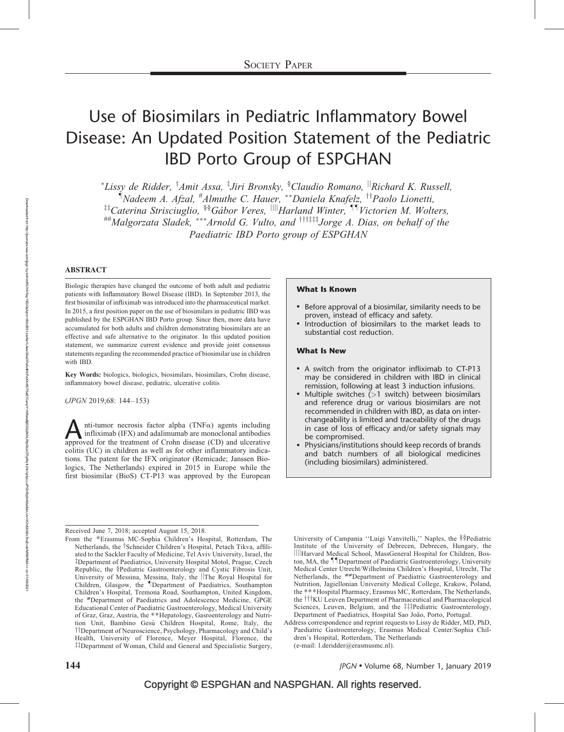Society Paper

# Use of Biosimilars in Pediatric Inflammatory Bowel Disease: An Updated Position Statement of the Pediatric IBD Porto Group of ESPGHAN

*[*]Lissy de Ridder, [†]Amit Assa, [‡]Jiri Bronsky, [§]Claudio Romano, [||]Richard K. Russell, [¶]Nadeem A. Afzal, [#]Almuthe C. Hauer, [**]Daniela Knafelz, [††]Paolo Lionetti, [‡‡]Caterina Strisciuglio, [§§]Gábor Veres, [||||]Harland Winter, [¶¶]Victorien M. Wolters, [##]Malgorzata Sladek, [***]Arnold G. Vulto, and [†††‡‡‡]Jorge A. Dias, on behalf of the Paediatric IBD Porto group of ESPGHAN*

## ABSTRACT

Biologic therapies have changed the outcome of both adult and pediatric patients with Inflammatory Bowel Disease (IBD). In September 2013, the first biosimilar of infliximab was introduced into the pharmaceutical market. In 2015, a first position paper on the use of biosimilars in pediatric IBD was published by the ESPGHAN IBD Porto group. Since then, more data have accumulated for both adults and children demonstrating biosimilars are an effective and safe alternative to the originator. In this updated position statement, we summarize current evidence and provide joint consensus statements regarding the recommended practice of biosimilar use in children with IBD.

**Key Words:** biologics, biologics, biosimilars, biosimilars, Crohn disease, inflammatory bowel disease, pediatric, ulcerative colitis

(*JPGN* 2019;68: 144–153)

### What Is Known

- Before approval of a biosimilar, similarity needs to be proven, instead of efficacy and safety.
- Introduction of biosimilars to the market leads to substantial cost reduction.

### What Is New

- A switch from the originator infliximab to CT-P13 may be considered in children with IBD in clinical remission, following at least 3 induction infusions.
- Multiple switches (>1 switch) between biosimilars and reference drug or various biosimilars are not recommended in children with IBD, as data on interchangeability is limited and traceability of the drugs in case of loss of efficacy and/or safety signals may be compromised.
- Physicians/institutions should keep records of brands and batch numbers of all biological medicines (including biosimilars) administered.

Anti-tumor necrosis factor alpha (TNFα) agents including infliximab (IFX) and adalimumab are monoclonal antibodies approved for the treatment of Crohn disease (CD) and ulcerative colitis (UC) in children as well as for other inflammatory indications. The patent for the IFX originator (Remicade; Janssen Biologics, The Netherlands) expired in 2015 in Europe while the first biosimilar (BioS) CT-P13 was approved by the European

---

Received June 7, 2018; accepted August 15, 2018.

From the *Erasmus MC-Sophia Children's Hospital, Rotterdam, The Netherlands, the †Schneider Children's Hospital, Petach Tikva, affiliated to the Sackler Faculty of Medicine, Tel Aviv University, Israel, the ‡Department of Paediatrics, University Hospital Motol, Prague, Czech Republic, the §Pediatric Gastroenterology and Cystic Fibrosis Unit, University of Messina, Messina, Italy, the ||The Royal Hospital for Children, Glasgow, the ¶Department of Paediatrics, Southampton Children's Hospital, Tremona Road, Southampton, United Kingdom, the #Department of Paediatrics and Adolescence Medicine, GPGE Educational Center of Paediatric Gastroenterology, Medical University of Graz, Graz, Austria, the **Hepatology, Gastroenterology and Nutrition Unit, Bambino Gesù Children Hospital, Rome, Italy, the ††Department of Neuroscience, Psychology, Pharmacology and Child's Health, University of Florence, Meyer Hospital, Florence, the ‡‡Department of Woman, Child and General and Specialistic Surgery, University of Campania ''Luigi Vanvitelli,'' Naples, the §§Pediatric Institute of the University of Debrecen, Debrecen, Hungary, the ||||Harvard Medical School, MassGeneral Hospital for Children, Boston, MA, the ¶¶Department of Paediatric Gastroenterology, University Medical Center Utrecht/Wilhelmina Children's Hospital, Utrecht, The Netherlands, the ##Department of Paediatric Gastroenterology and Nutrition, Jagiellonian University Medical College, Krakow, Poland, the ***Hospital Pharmacy, Erasmus MC, Rotterdam, The Netherlands, the †††KU Leuven Department of Pharmaceutical and Pharmacological Sciences, Leuven, Belgium, and the ‡‡‡Pediatric Gastroenterology, Department of Paediatrics, Hospital Sao João, Porto, Portugal.

Address correspondence and reprint requests to Lissy de Ridder, MD, PhD, Paediatric Gastroenterology, Erasmus Medical Center/Sophia Children's Hospital, Rotterdam, The Netherlands (e-mail: l.deridder@erasmusmc.nl).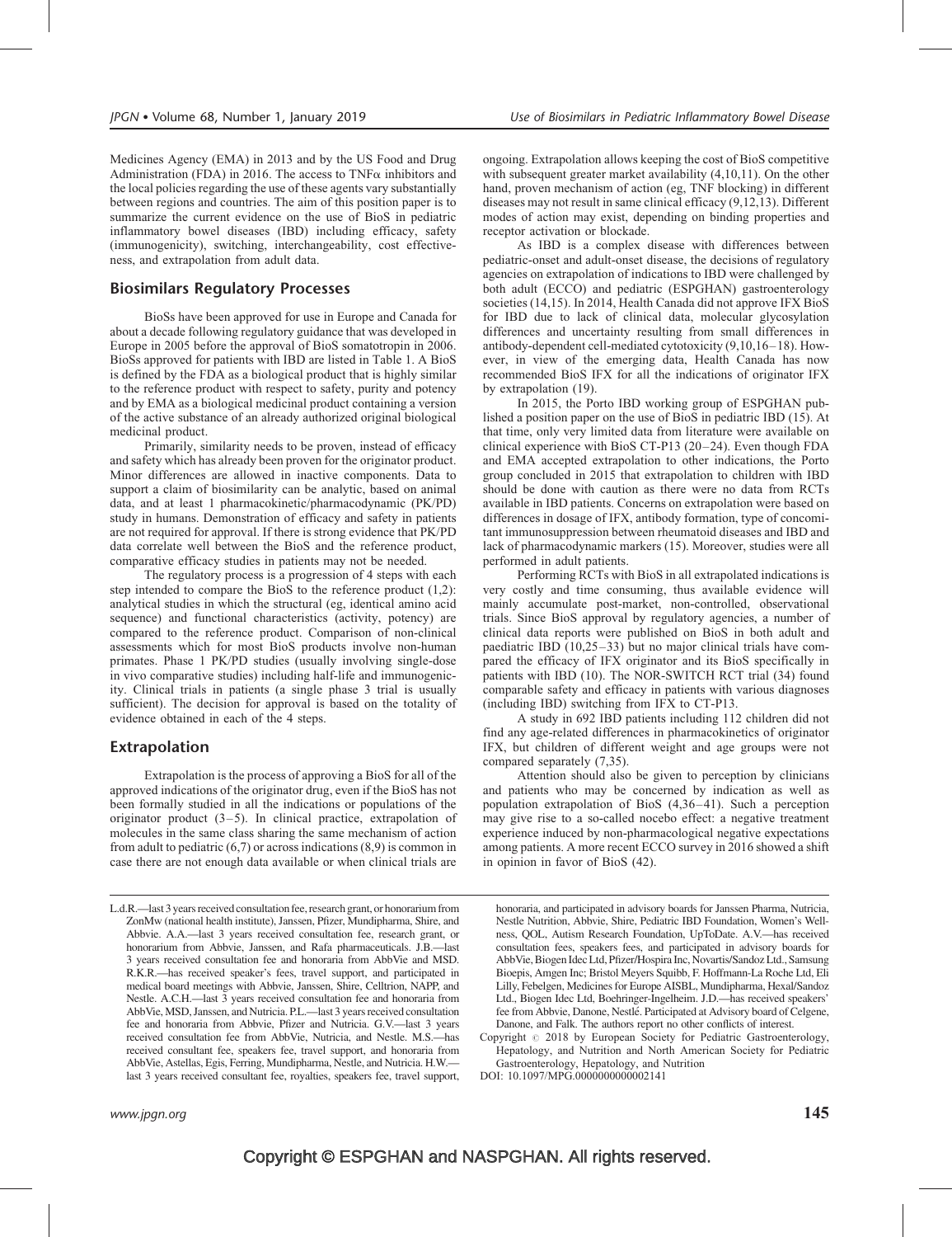Medicines Agency (EMA) in 2013 and by the US Food and Drug Administration (FDA) in 2016. The access to TNFα inhibitors and the local policies regarding the use of these agents vary substantially between regions and countries. The aim of this position paper is to summarize the current evidence on the use of BioS in pediatric inflammatory bowel diseases (IBD) including efficacy, safety (immunogenicity), switching, interchangeability, cost effectiveness, and extrapolation from adult data.

## Biosimilars Regulatory Processes

BioSs have been approved for use in Europe and Canada for about a decade following regulatory guidance that was developed in Europe in 2005 before the approval of BioS somatotropin in 2006. BioSs approved for patients with IBD are listed in Table 1. A BioS is defined by the FDA as a biological product that is highly similar to the reference product with respect to safety, purity and potency and by EMA as a biological medicinal product containing a version of the active substance of an already authorized original biological medicinal product.

Primarily, similarity needs to be proven, instead of efficacy and safety which has already been proven for the originator product. Minor differences are allowed in inactive components. Data to support a claim of biosimilarity can be analytic, based on animal data, and at least 1 pharmacokinetic/pharmacodynamic (PK/PD) study in humans. Demonstration of efficacy and safety in patients are not required for approval. If there is strong evidence that PK/PD data correlate well between the BioS and the reference product, comparative efficacy studies in patients may not be needed.

The regulatory process is a progression of 4 steps with each step intended to compare the BioS to the reference product (1,2): analytical studies in which the structural (eg, identical amino acid sequence) and functional characteristics (activity, potency) are compared to the reference product. Comparison of non-clinical assessments which for most BioS products involve non-human primates. Phase 1 PK/PD studies (usually involving single-dose in vivo comparative studies) including half-life and immunogenicity. Clinical trials in patients (a single phase 3 trial is usually sufficient). The decision for approval is based on the totality of evidence obtained in each of the 4 steps.

## Extrapolation

Extrapolation is the process of approving a BioS for all of the approved indications of the originator drug, even if the BioS has not been formally studied in all the indications or populations of the originator product (3–5). In clinical practice, extrapolation of molecules in the same class sharing the same mechanism of action from adult to pediatric (6,7) or across indications (8,9) is common in case there are not enough data available or when clinical trials are ongoing. Extrapolation allows keeping the cost of BioS competitive with subsequent greater market availability (4,10,11). On the other hand, proven mechanism of action (eg, TNF blocking) in different diseases may not result in same clinical efficacy (9,12,13). Different modes of action may exist, depending on binding properties and receptor activation or blockade.

As IBD is a complex disease with differences between pediatric-onset and adult-onset disease, the decisions of regulatory agencies on extrapolation of indications to IBD were challenged by both adult (ECCO) and pediatric (ESPGHAN) gastroenterology societies (14,15). In 2014, Health Canada did not approve IFX BioS for IBD due to lack of clinical data, molecular glycosylation differences and uncertainty resulting from small differences in antibody-dependent cell-mediated cytotoxicity (9,10,16–18). However, in view of the emerging data, Health Canada has now recommended BioS IFX for all the indications of originator IFX by extrapolation (19).

In 2015, the Porto IBD working group of ESPGHAN published a position paper on the use of BioS in pediatric IBD (15). At that time, only very limited data from literature were available on clinical experience with BioS CT-P13 (20–24). Even though FDA and EMA accepted extrapolation to other indications, the Porto group concluded in 2015 that extrapolation to children with IBD should be done with caution as there were no data from RCTs available in IBD patients. Concerns on extrapolation were based on differences in dosage of IFX, antibody formation, type of concomitant immunosuppression between rheumatoid diseases and IBD and lack of pharmacodynamic markers (15). Moreover, studies were all performed in adult patients.

Performing RCTs with BioS in all extrapolated indications is very costly and time consuming, thus available evidence will mainly accumulate post-market, non-controlled, observational trials. Since BioS approval by regulatory agencies, a number of clinical data reports were published on BioS in both adult and paediatric IBD (10,25–33) but no major clinical trials have compared the efficacy of IFX originator and its BioS specifically in patients with IBD (10). The NOR-SWITCH RCT trial (34) found comparable safety and efficacy in patients with various diagnoses (including IBD) switching from IFX to CT-P13.

A study in 692 IBD patients including 112 children did not find any age-related differences in pharmacokinetics of originator IFX, but children of different weight and age groups were not compared separately (7,35).

Attention should also be given to perception by clinicians and patients who may be concerned by indication as well as population extrapolation of BioS (4,36–41). Such a perception may give rise to a so-called nocebo effect: a negative treatment experience induced by non-pharmacological negative expectations among patients. A more recent ECCO survey in 2016 showed a shift in opinion in favor of BioS (42).

---

L.d.R.—last 3 years received consultation fee, research grant, or honorarium from ZonMw (national health institute), Janssen, Pfizer, Mundipharma, Shire, and Abbvie. A.A.—last 3 years received consultation fee, research grant, or honorarium from Abbvie, Janssen, and Rafa pharmaceuticals. J.B.—last 3 years received consultation fee and honoraria from AbbVie and MSD. R.K.R.—has received speaker's fees, travel support, and participated in medical board meetings with Abbvie, Janssen, Shire, Celltrion, NAPP, and Nestle. A.C.H.—last 3 years received consultation fee and honoraria from AbbVie, MSD, Janssen, and Nutricia. P.L.—last 3 years received consultation fee and honoraria from Abbvie, Pfizer and Nutricia. G.V.—last 3 years received consultation fee from AbbVie, Nutricia, and Nestle. M.S.—has received consultant fee, speakers fee, travel support, and honoraria from AbbVie, Astellas, Egis, Ferring, Mundipharma, Nestle, and Nutricia. H.W.—last 3 years received consultant fee, royalties, speakers fee, travel support, honoraria, and participated in advisory boards for Janssen Pharma, Nutricia, Nestle Nutrition, Abbvie, Shire, Pediatric IBD Foundation, Women's Wellness, QOL, Autism Research Foundation, UpToDate. A.V.—has received consultation fees, speakers fees, and participated in advisory boards for AbbVie, Biogen Idec Ltd, Pfizer/Hospira Inc, Novartis/Sandoz Ltd., Samsung Bioepis, Amgen Inc; Bristol Meyers Squibb, F. Hoffmann-La Roche Ltd, Eli Lilly, Febelgen, Medicines for Europe AISBL, Mundipharma, Hexal/Sandoz Ltd., Biogen Idec Ltd, Boehringer-Ingelheim. J.D.—has received speakers' fee from Abbvie, Danone, Nestlé. Participated at Advisory board of Celgene, Danone, and Falk. The authors report no other conflicts of interest.

Copyright © 2018 by European Society for Pediatric Gastroenterology, Hepatology, and Nutrition and North American Society for Pediatric Gastroenterology, Hepatology, and Nutrition

DOI: 10.1097/MPG.0000000000002141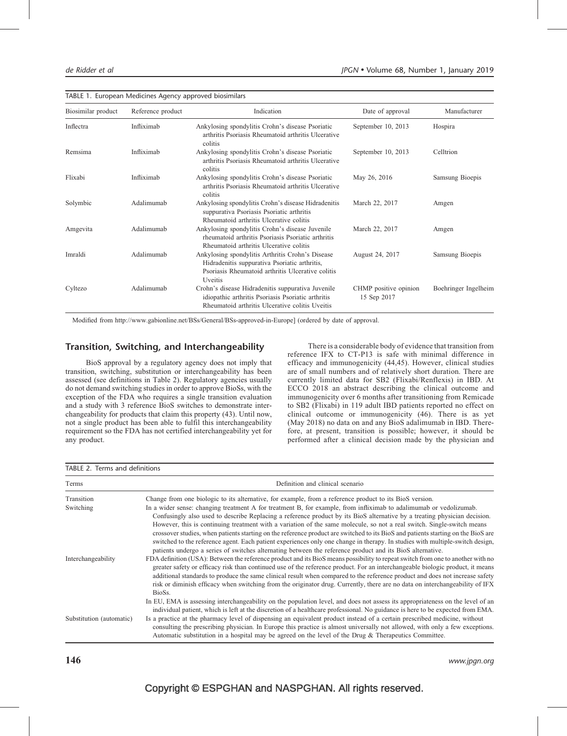TABLE 1. European Medicines Agency approved biosimilars

| Biosimilar product | Reference product | Indication | Date of approval | Manufacturer |
| --- | --- | --- | --- | --- |
| Inflectra | Infliximab | Ankylosing spondylitis Crohn's disease Psoriatic arthritis Psoriasis Rheumatoid arthritis Ulcerative colitis | September 10, 2013 | Hospira |
| Remsima | Infliximab | Ankylosing spondylitis Crohn's disease Psoriatic arthritis Psoriasis Rheumatoid arthritis Ulcerative colitis | September 10, 2013 | Celltrion |
| Flixabi | Infliximab | Ankylosing spondylitis Crohn's disease Psoriatic arthritis Psoriasis Rheumatoid arthritis Ulcerative colitis | May 26, 2016 | Samsung Bioepis |
| Solymbic | Adalimumab | Ankylosing spondylitis Crohn's disease Hidradenitis suppurativa Psoriasis Psoriatic arthritis Rheumatoid arthritis Ulcerative colitis | March 22, 2017 | Amgen |
| Amgevita | Adalimumab | Ankylosing spondylitis Crohn's disease Juvenile rheumatoid arthritis Psoriasis Psoriatic arthritis Rheumatoid arthritis Ulcerative colitis | March 22, 2017 | Amgen |
| Imraldi | Adalimumab | Ankylosing spondylitis Arthritis Crohn's Disease Hidradenitis suppurativa Psoriatic arthritis, Psoriasis Rheumatoid arthritis Ulcerative colitis Uveitis | August 24, 2017 | Samsung Bioepis |
| Cyltezo | Adalimumab | Crohn's disease Hidradenitis suppurativa Juvenile idiopathic arthritis Psoriasis Psoriatic arthritis Rheumatoid arthritis Ulcerative colitis Uveitis | CHMP positive opinion 15 Sep 2017 | Boehringer Ingelheim |

Modified from http://www.gabionline.net/BSs/General/BSs-approved-in-Europe] (ordered by date of approval.

## Transition, Switching, and Interchangeability

BioS approval by a regulatory agency does not imply that transition, switching, substitution or interchangeability has been assessed (see definitions in Table 2). Regulatory agencies usually do not demand switching studies in order to approve BioSs, with the exception of the FDA who requires a single transition evaluation and a study with 3 reference BioS switches to demonstrate interchangeability for products that claim this property (43). Until now, not a single product has been able to fulfil this interchangeability requirement so the FDA has not certified interchangeability yet for any product.

There is a considerable body of evidence that transition from reference IFX to CT-P13 is safe with minimal difference in efficacy and immunogenicity (44,45). However, clinical studies are of small numbers and of relatively short duration. There are currently limited data for SB2 (Flixabi/Renflexis) in IBD. At ECCO 2018 an abstract describing the clinical outcome and immunogenicity over 6 months after transitioning from Remicade to SB2 (Flixabi) in 119 adult IBD patients reported no effect on clinical outcome or immunogenicity (46). There is as yet (May 2018) no data on and any BioS adalimumab in IBD. Therefore, at present, transition is possible; however, it should be performed after a clinical decision made by the physician and

TABLE 2. Terms and definitions

| Terms | Definition and clinical scenario |
| --- | --- |
| Transition | Change from one biologic to its alternative, for example, from a reference product to its BioS version. |
| Switching | In a wider sense: changing treatment A for treatment B, for example, from infliximab to adalimumab or vedolizumab. Confusingly also used to describe Replacing a reference product by its BioS alternative by a treating physician decision. However, this is continuing treatment with a variation of the same molecule, so not a real switch. Single-switch means crossover studies, when patients starting on the reference product are switched to its BioS and patients starting on the BioS are switched to the reference agent. Each patient experiences only one change in therapy. In studies with multiple-switch design, patients undergo a series of switches alternating between the reference product and its BioS alternative. |
| Interchangeability | FDA definition (USA): Between the reference product and its BioS means possibility to repeat switch from one to another with no greater safety or efficacy risk than continued use of the reference product. For an interchangeable biologic product, it means additional standards to produce the same clinical result when compared to the reference product and does not increase safety risk or diminish efficacy when switching from the originator drug. Currently, there are no data on interchangeability of IFX BioSs. In EU, EMA is assessing interchangeability on the population level, and does not assess its appropriateness on the level of an individual patient, which is left at the discretion of a healthcare professional. No guidance is here to be expected from EMA. |
| Substitution (automatic) | Is a practice at the pharmacy level of dispensing an equivalent product instead of a certain prescribed medicine, without consulting the prescribing physician. In Europe this practice is almost universally not allowed, with only a few exceptions. Automatic substitution in a hospital may be agreed on the level of the Drug & Therapeutics Committee. |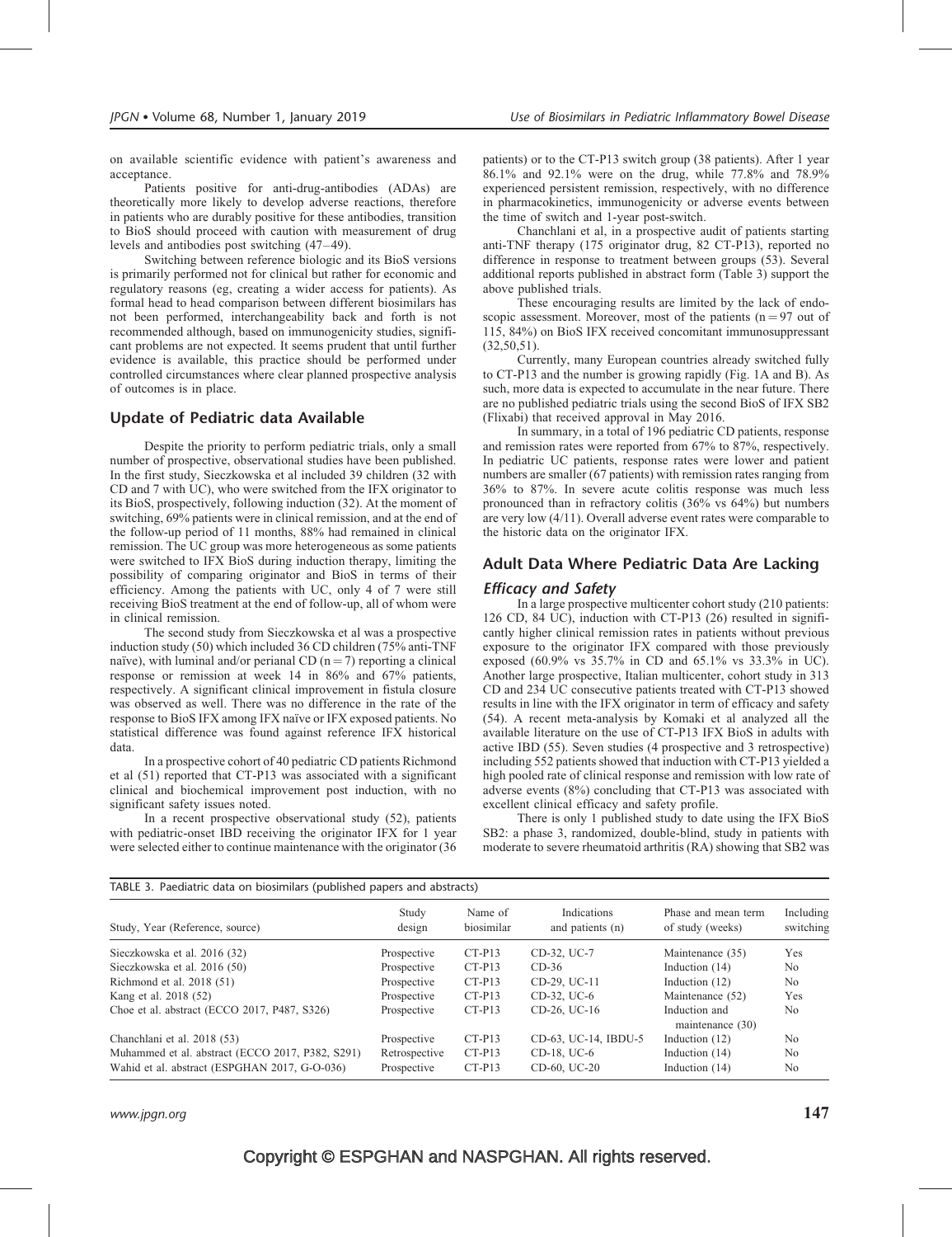on available scientific evidence with patient's awareness and acceptance.

Patients positive for anti-drug-antibodies (ADAs) are theoretically more likely to develop adverse reactions, therefore in patients who are durably positive for these antibodies, transition to BioS should proceed with caution with measurement of drug levels and antibodies post switching (47–49).

Switching between reference biologic and its BioS versions is primarily performed not for clinical but rather for economic and regulatory reasons (eg, creating a wider access for patients). As formal head to head comparison between different biosimilars has not been performed, interchangeability back and forth is not recommended although, based on immunogenicity studies, significant problems are not expected. It seems prudent that until further evidence is available, this practice should be performed under controlled circumstances where clear planned prospective analysis of outcomes is in place.

## Update of Pediatric data Available

Despite the priority to perform pediatric trials, only a small number of prospective, observational studies have been published. In the first study, Sieczkowska et al included 39 children (32 with CD and 7 with UC), who were switched from the IFX originator to its BioS, prospectively, following induction (32). At the moment of switching, 69% patients were in clinical remission, and at the end of the follow-up period of 11 months, 88% had remained in clinical remission. The UC group was more heterogeneous as some patients were switched to IFX BioS during induction therapy, limiting the possibility of comparing originator and BioS in terms of their efficiency. Among the patients with UC, only 4 of 7 were still receiving BioS treatment at the end of follow-up, all of whom were in clinical remission.

The second study from Sieczkowska et al was a prospective induction study (50) which included 36 CD children (75% anti-TNF naïve), with luminal and/or perianal CD (n = 7) reporting a clinical response or remission at week 14 in 86% and 67% patients, respectively. A significant clinical improvement in fistula closure was observed as well. There was no difference in the rate of the response to BioS IFX among IFX naïve or IFX exposed patients. No statistical difference was found against reference IFX historical data.

In a prospective cohort of 40 pediatric CD patients Richmond et al (51) reported that CT-P13 was associated with a significant clinical and biochemical improvement post induction, with no significant safety issues noted.

In a recent prospective observational study (52), patients with pediatric-onset IBD receiving the originator IFX for 1 year were selected either to continue maintenance with the originator (36 patients) or to the CT-P13 switch group (38 patients). After 1 year 86.1% and 92.1% were on the drug, while 77.8% and 78.9% experienced persistent remission, respectively, with no difference in pharmacokinetics, immunogenicity or adverse events between the time of switch and 1-year post-switch.

Chanchlani et al, in a prospective audit of patients starting anti-TNF therapy (175 originator drug, 82 CT-P13), reported no difference in response to treatment between groups (53). Several additional reports published in abstract form (Table 3) support the above published trials.

These encouraging results are limited by the lack of endoscopic assessment. Moreover, most of the patients (n = 97 out of 115, 84%) on BioS IFX received concomitant immunosuppressant (32,50,51).

Currently, many European countries already switched fully to CT-P13 and the number is growing rapidly (Fig. 1A and B). As such, more data is expected to accumulate in the near future. There are no published pediatric trials using the second BioS of IFX SB2 (Flixabi) that received approval in May 2016.

In summary, in a total of 196 pediatric CD patients, response and remission rates were reported from 67% to 87%, respectively. In pediatric UC patients, response rates were lower and patient numbers are smaller (67 patients) with remission rates ranging from 36% to 87%. In severe acute colitis response was much less pronounced than in refractory colitis (36% vs 64%) but numbers are very low (4/11). Overall adverse event rates were comparable to the historic data on the originator IFX.

## Adult Data Where Pediatric Data Are Lacking

### *Efficacy and Safety*

In a large prospective multicenter cohort study (210 patients: 126 CD, 84 UC), induction with CT-P13 (26) resulted in significantly higher clinical remission rates in patients without previous exposure to the originator IFX compared with those previously exposed (60.9% vs 35.7% in CD and 65.1% vs 33.3% in UC). Another large prospective, Italian multicenter, cohort study in 313 CD and 234 UC consecutive patients treated with CT-P13 showed results in line with the IFX originator in term of efficacy and safety (54). A recent meta-analysis by Komaki et al analyzed all the available literature on the use of CT-P13 IFX BioS in adults with active IBD (55). Seven studies (4 prospective and 3 retrospective) including 552 patients showed that induction with CT-P13 yielded a high pooled rate of clinical response and remission with low rate of adverse events (8%) concluding that CT-P13 was associated with excellent clinical efficacy and safety profile.

There is only 1 published study to date using the IFX BioS SB2: a phase 3, randomized, double-blind, study in patients with moderate to severe rheumatoid arthritis (RA) showing that SB2 was

TABLE 3. Paediatric data on biosimilars (published papers and abstracts)

| Study, Year (Reference, source) | Study design | Name of biosimilar | Indications and patients (n) | Phase and mean term of study (weeks) | Including switching |
|---|---|---|---|---|---|
| Sieczkowska et al. 2016 (32) | Prospective | CT-P13 | CD-32, UC-7 | Maintenance (35) | Yes |
| Sieczkowska et al. 2016 (50) | Prospective | CT-P13 | CD-36 | Induction (14) | No |
| Richmond et al. 2018 (51) | Prospective | CT-P13 | CD-29, UC-11 | Induction (12) | No |
| Kang et al. 2018 (52) | Prospective | CT-P13 | CD-32, UC-6 | Maintenance (52) | Yes |
| Choe et al. abstract (ECCO 2017, P487, S326) | Prospective | CT-P13 | CD-26, UC-16 | Induction and maintenance (30) | No |
| Chanchlani et al. 2018 (53) | Prospective | CT-P13 | CD-63, UC-14, IBDU-5 | Induction (12) | No |
| Muhammed et al. abstract (ECCO 2017, P382, S291) | Retrospective | CT-P13 | CD-18, UC-6 | Induction (14) | No |
| Wahid et al. abstract (ESPGHAN 2017, G-O-036) | Prospective | CT-P13 | CD-60, UC-20 | Induction (14) | No |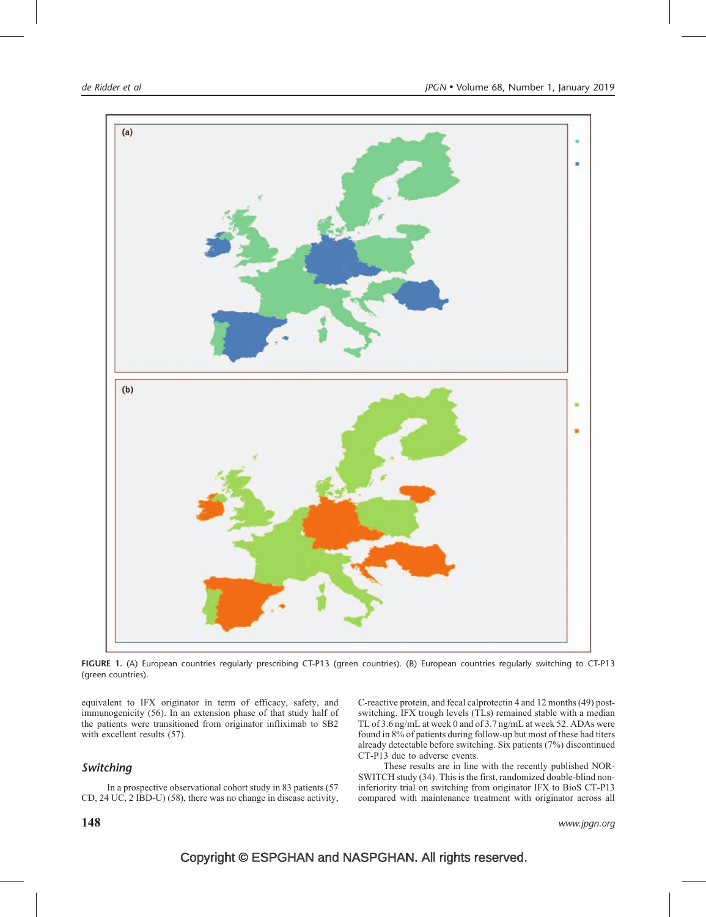FIGURE 1. (A) European countries regularly prescribing CT-P13 (green countries). (B) European countries regularly switching to CT-P13 (green countries).

equivalent to IFX originator in term of efficacy, safety, and immunogenicity (56). In an extension phase of that study half of the patients were transitioned from originator infliximab to SB2 with excellent results (57).

## *Switching*

In a prospective observational cohort study in 83 patients (57 CD, 24 UC, 2 IBD-U) (58), there was no change in disease activity, C-reactive protein, and fecal calprotectin 4 and 12 months (49) post-switching. IFX trough levels (TLs) remained stable with a median TL of 3.6 ng/mL at week 0 and of 3.7 ng/mL at week 52. ADAs were found in 8% of patients during follow-up but most of these had titers already detectable before switching. Six patients (7%) discontinued CT-P13 due to adverse events.

These results are in line with the recently published NOR-SWITCH study (34). This is the first, randomized double-blind non-inferiority trial on switching from originator IFX to BioS CT-P13 compared with maintenance treatment with originator across all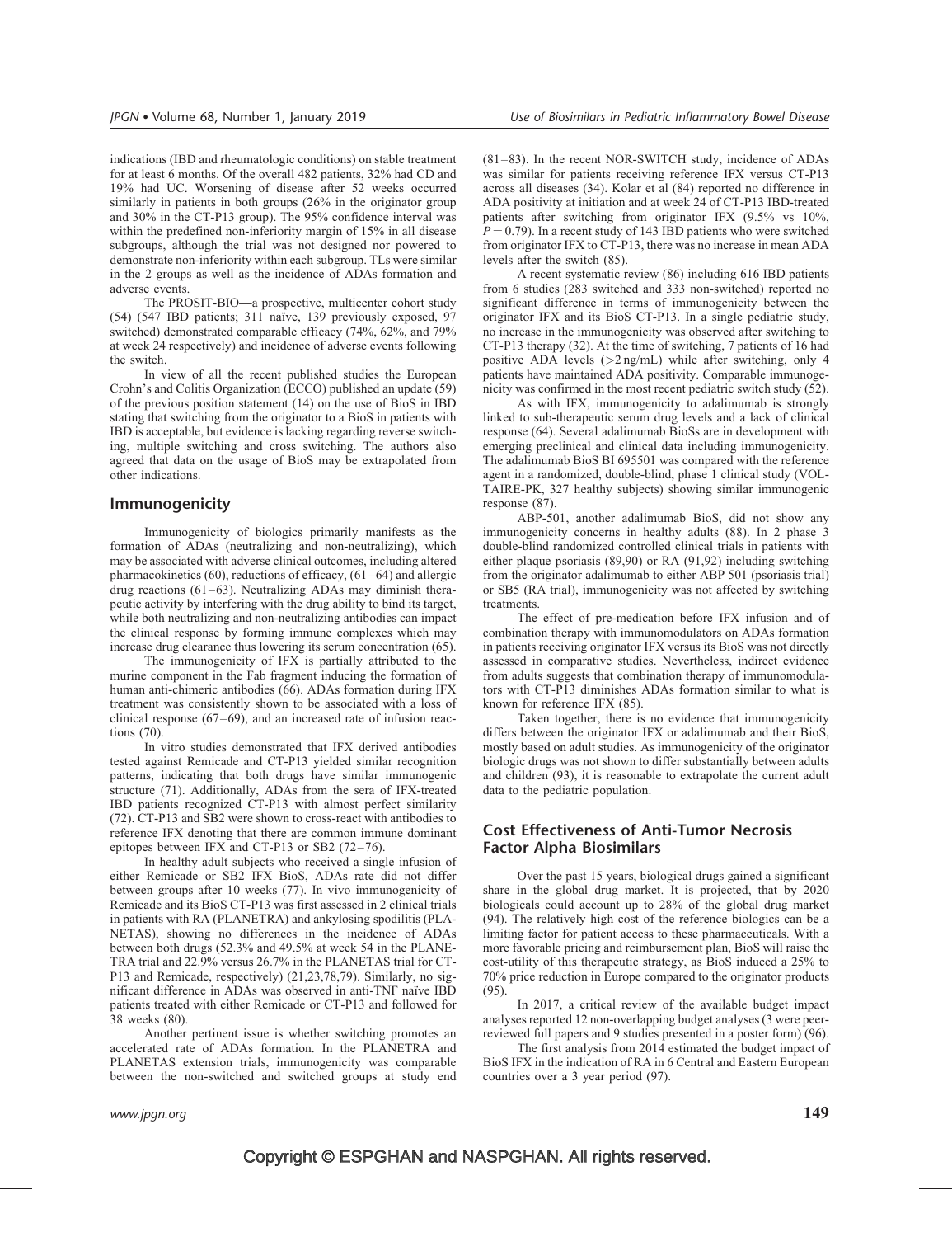indications (IBD and rheumatologic conditions) on stable treatment for at least 6 months. Of the overall 482 patients, 32% had CD and 19% had UC. Worsening of disease after 52 weeks occurred similarly in patients in both groups (26% in the originator group and 30% in the CT-P13 group). The 95% confidence interval was within the predefined non-inferiority margin of 15% in all disease subgroups, although the trial was not designed nor powered to demonstrate non-inferiority within each subgroup. TLs were similar in the 2 groups as well as the incidence of ADAs formation and adverse events.

The PROSIT-BIO—a prospective, multicenter cohort study (54) (547 IBD patients; 311 naïve, 139 previously exposed, 97 switched) demonstrated comparable efficacy (74%, 62%, and 79% at week 24 respectively) and incidence of adverse events following the switch.

In view of all the recent published studies the European Crohn's and Colitis Organization (ECCO) published an update (59) of the previous position statement (14) on the use of BioS in IBD stating that switching from the originator to a BioS in patients with IBD is acceptable, but evidence is lacking regarding reverse switching, multiple switching and cross switching. The authors also agreed that data on the usage of BioS may be extrapolated from other indications.

## Immunogenicity

Immunogenicity of biologics primarily manifests as the formation of ADAs (neutralizing and non-neutralizing), which may be associated with adverse clinical outcomes, including altered pharmacokinetics (60), reductions of efficacy, (61–64) and allergic drug reactions (61–63). Neutralizing ADAs may diminish therapeutic activity by interfering with the drug ability to bind its target, while both neutralizing and non-neutralizing antibodies can impact the clinical response by forming immune complexes which may increase drug clearance thus lowering its serum concentration (65).

The immunogenicity of IFX is partially attributed to the murine component in the Fab fragment inducing the formation of human anti-chimeric antibodies (66). ADAs formation during IFX treatment was consistently shown to be associated with a loss of clinical response (67–69), and an increased rate of infusion reactions (70).

In vitro studies demonstrated that IFX derived antibodies tested against Remicade and CT-P13 yielded similar recognition patterns, indicating that both drugs have similar immunogenic structure (71). Additionally, ADAs from the sera of IFX-treated IBD patients recognized CT-P13 with almost perfect similarity (72). CT-P13 and SB2 were shown to cross-react with antibodies to reference IFX denoting that there are common immune dominant epitopes between IFX and CT-P13 or SB2 (72–76).

In healthy adult subjects who received a single infusion of either Remicade or SB2 IFX BioS, ADAs rate did not differ between groups after 10 weeks (77). In vivo immunogenicity of Remicade and its BioS CT-P13 was first assessed in 2 clinical trials in patients with RA (PLANETRA) and ankylosing spodilitis (PLANETAS), showing no differences in the incidence of ADAs between both drugs (52.3% and 49.5% at week 54 in the PLANETRA trial and 22.9% versus 26.7% in the PLANETAS trial for CT-P13 and Remicade, respectively) (21,23,78,79). Similarly, no significant difference in ADAs was observed in anti-TNF naïve IBD patients treated with either Remicade or CT-P13 and followed for 38 weeks (80).

Another pertinent issue is whether switching promotes an accelerated rate of ADAs formation. In the PLANETRA and PLANETAS extension trials, immunogenicity was comparable between the non-switched and switched groups at study end (81–83). In the recent NOR-SWITCH study, incidence of ADAs was similar for patients receiving reference IFX versus CT-P13 across all diseases (34). Kolar et al (84) reported no difference in ADA positivity at initiation and at week 24 of CT-P13 IBD-treated patients after switching from originator IFX (9.5% vs 10%, $P = 0.79$). In a recent study of 143 IBD patients who were switched from originator IFX to CT-P13, there was no increase in mean ADA levels after the switch (85).

A recent systematic review (86) including 616 IBD patients from 6 studies (283 switched and 333 non-switched) reported no significant difference in terms of immunogenicity between the originator IFX and its BioS CT-P13. In a single pediatric study, no increase in the immunogenicity was observed after switching to CT-P13 therapy (32). At the time of switching, 7 patients of 16 had positive ADA levels (>2 ng/mL) while after switching, only 4 patients have maintained ADA positivity. Comparable immunogenicity was confirmed in the most recent pediatric switch study (52).

As with IFX, immunogenicity to adalimumab is strongly linked to sub-therapeutic serum drug levels and a lack of clinical response (64). Several adalimumab BioSs are in development with emerging preclinical and clinical data including immunogenicity. The adalimumab BioS BI 695501 was compared with the reference agent in a randomized, double-blind, phase 1 clinical study (VOLTAIRE-PK, 327 healthy subjects) showing similar immunogenic response (87).

ABP-501, another adalimumab BioS, did not show any immunogenicity concerns in healthy adults (88). In 2 phase 3 double-blind randomized controlled clinical trials in patients with either plaque psoriasis (89,90) or RA (91,92) including switching from the originator adalimumab to either ABP 501 (psoriasis trial) or SB5 (RA trial), immunogenicity was not affected by switching treatments.

The effect of pre-medication before IFX infusion and of combination therapy with immunomodulators on ADAs formation in patients receiving originator IFX versus its BioS was not directly assessed in comparative studies. Nevertheless, indirect evidence from adults suggests that combination therapy of immunomodulators with CT-P13 diminishes ADAs formation similar to what is known for reference IFX (85).

Taken together, there is no evidence that immunogenicity differs between the originator IFX or adalimumab and their BioS, mostly based on adult studies. As immunogenicity of the originator biologic drugs was not shown to differ substantially between adults and children (93), it is reasonable to extrapolate the current adult data to the pediatric population.

## Cost Effectiveness of Anti-Tumor Necrosis Factor Alpha Biosimilars

Over the past 15 years, biological drugs gained a significant share in the global drug market. It is projected, that by 2020 biologicals could account up to 28% of the global drug market (94). The relatively high cost of the reference biologics can be a limiting factor for patient access to these pharmaceuticals. With a more favorable pricing and reimbursement plan, BioS will raise the cost-utility of this therapeutic strategy, as BioS induced a 25% to 70% price reduction in Europe compared to the originator products (95).

In 2017, a critical review of the available budget impact analyses reported 12 non-overlapping budget analyses (3 were peer-reviewed full papers and 9 studies presented in a poster form) (96).

The first analysis from 2014 estimated the budget impact of BioS IFX in the indication of RA in 6 Central and Eastern European countries over a 3 year period (97).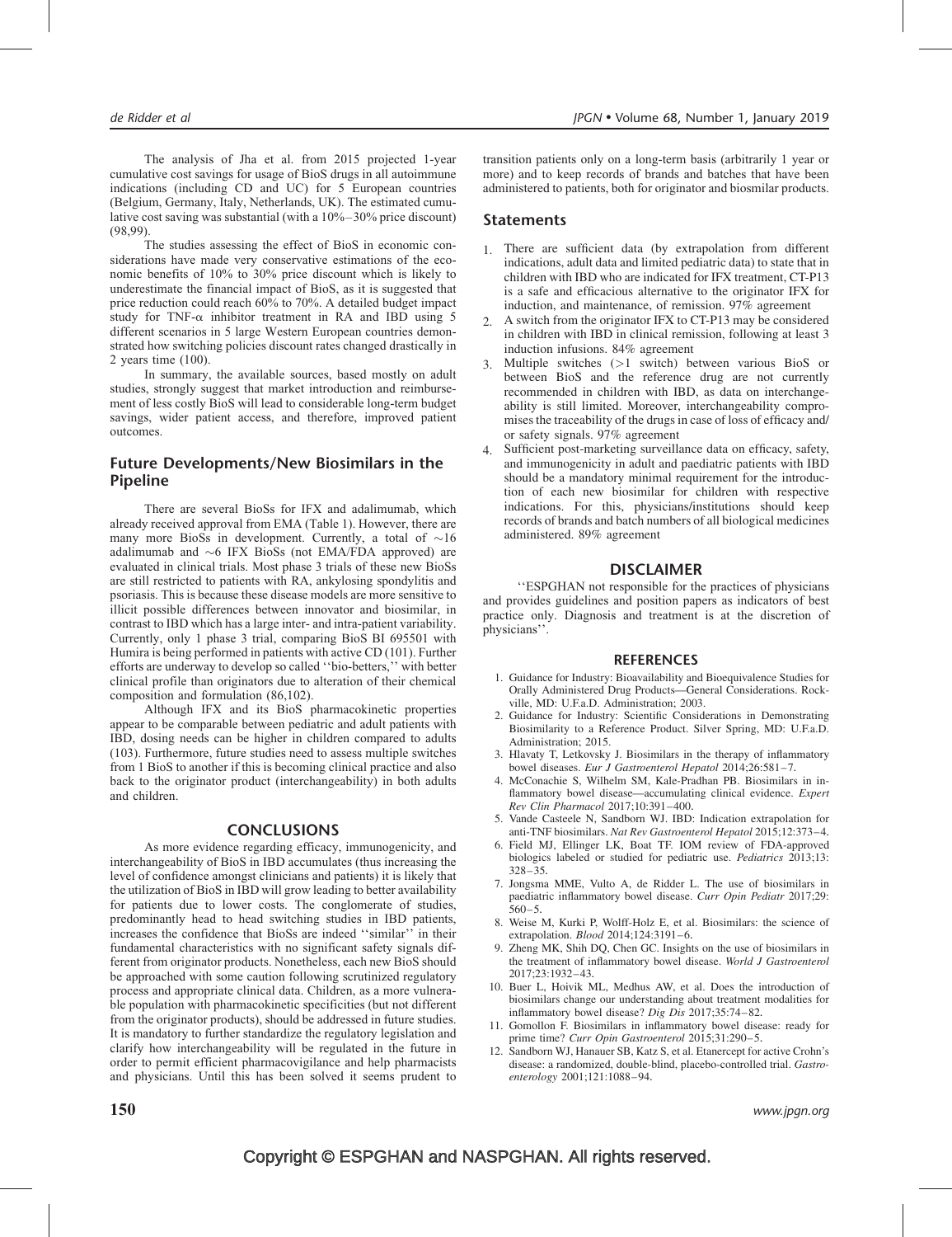The analysis of Jha et al. from 2015 projected 1-year cumulative cost savings for usage of BioS drugs in all autoimmune indications (including CD and UC) for 5 European countries (Belgium, Germany, Italy, Netherlands, UK). The estimated cumulative cost saving was substantial (with a 10%–30% price discount) (98,99).

The studies assessing the effect of BioS in economic considerations have made very conservative estimations of the economic benefits of 10% to 30% price discount which is likely to underestimate the financial impact of BioS, as it is suggested that price reduction could reach 60% to 70%. A detailed budget impact study for TNF-$\alpha$ inhibitor treatment in RA and IBD using 5 different scenarios in 5 large Western European countries demonstrated how switching policies discount rates changed drastically in 2 years time (100).

In summary, the available sources, based mostly on adult studies, strongly suggest that market introduction and reimbursement of less costly BioS will lead to considerable long-term budget savings, wider patient access, and therefore, improved patient outcomes.

## Future Developments/New Biosimilars in the Pipeline

There are several BioSs for IFX and adalimumab, which already received approval from EMA (Table 1). However, there are many more BioSs in development. Currently, a total of ~16 adalimumab and ~6 IFX BioSs (not EMA/FDA approved) are evaluated in clinical trials. Most phase 3 trials of these new BioSs are still restricted to patients with RA, ankylosing spondylitis and psoriasis. This is because these disease models are more sensitive to illicit possible differences between innovator and biosimilar, in contrast to IBD which has a large inter- and intra-patient variability. Currently, only 1 phase 3 trial, comparing BioS BI 695501 with Humira is being performed in patients with active CD (101). Further efforts are underway to develop so called ''bio-betters,'' with better clinical profile than originators due to alteration of their chemical composition and formulation (86,102).

Although IFX and its BioS pharmacokinetic properties appear to be comparable between pediatric and adult patients with IBD, dosing needs can be higher in children compared to adults (103). Furthermore, future studies need to assess multiple switches from 1 BioS to another if this is becoming clinical practice and also back to the originator product (interchangeability) in both adults and children.

## CONCLUSIONS

As more evidence regarding efficacy, immunogenicity, and interchangeability of BioS in IBD accumulates (thus increasing the level of confidence amongst clinicians and patients) it is likely that the utilization of BioS in IBD will grow leading to better availability for patients due to lower costs. The conglomerate of studies, predominantly head to head switching studies in IBD patients, increases the confidence that BioSs are indeed ''similar'' in their fundamental characteristics with no significant safety signals different from originator products. Nonetheless, each new BioS should be approached with some caution following scrutinized regulatory process and appropriate clinical data. Children, as a more vulnerable population with pharmacokinetic specificities (but not different from the originator products), should be addressed in future studies. It is mandatory to further standardize the regulatory legislation and clarify how interchangeability will be regulated in the future in order to permit efficient pharmacovigilance and help pharmacists and physicians. Until this has been solved it seems prudent to transition patients only on a long-term basis (arbitrarily 1 year or more) and to keep records of brands and batches that have been administered to patients, both for originator and biosmilar products.

## Statements

1. There are sufficient data (by extrapolation from different indications, adult data and limited pediatric data) to state that in children with IBD who are indicated for IFX treatment, CT-P13 is a safe and efficacious alternative to the originator IFX for induction, and maintenance, of remission. 97% agreement
2. A switch from the originator IFX to CT-P13 may be considered in children with IBD in clinical remission, following at least 3 induction infusions. 84% agreement
3. Multiple switches (>1 switch) between various BioS or between BioS and the reference drug are not currently recommended in children with IBD, as data on interchangeability is still limited. Moreover, interchangeability compromises the traceability of the drugs in case of loss of efficacy and/or safety signals. 97% agreement
4. Sufficient post-marketing surveillance data on efficacy, safety, and immunogenicity in adult and paediatric patients with IBD should be a mandatory minimal requirement for the introduction of each new biosimilar for children with respective indications. For this, physicians/institutions should keep records of brands and batch numbers of all biological medicines administered. 89% agreement

## DISCLAIMER

''ESPGHAN not responsible for the practices of physicians and provides guidelines and position papers as indicators of best practice only. Diagnosis and treatment is at the discretion of physicians''.

## REFERENCES

1. Guidance for Industry: Bioavailability and Bioequivalence Studies for Orally Administered Drug Products—General Considerations. Rockville, MD: U.F.a.D. Administration; 2003.
2. Guidance for Industry: Scientific Considerations in Demonstrating Biosimilarity to a Reference Product. Silver Spring, MD: U.F.a.D. Administration; 2015.
3. Hlavaty T, Letkovsky J. Biosimilars in the therapy of inflammatory bowel diseases. *Eur J Gastroenterol Hepatol* 2014;26:581–7.
4. McConachie S, Wilhelm SM, Kale-Pradhan PB. Biosimilars in inflammatory bowel disease—accumulating clinical evidence. *Expert Rev Clin Pharmacol* 2017;10:391–400.
5. Vande Casteele N, Sandborn WJ. IBD: Indication extrapolation for anti-TNF biosimilars. *Nat Rev Gastroenterol Hepatol* 2015;12:373–4.
6. Field MJ, Ellinger LK, Boat TF. IOM review of FDA-approved biologics labeled or studied for pediatric use. *Pediatrics* 2013;13: 328–35.
7. Jongsma MME, Vulto A, de Ridder L. The use of biosimilars in paediatric inflammatory bowel disease. *Curr Opin Pediatr* 2017;29: 560–5.
8. Weise M, Kurki P, Wolff-Holz E, et al. Biosimilars: the science of extrapolation. *Blood* 2014;124:3191–6.
9. Zheng MK, Shih DQ, Chen GC. Insights on the use of biosimilars in the treatment of inflammatory bowel disease. *World J Gastroenterol* 2017;23:1932–43.
10. Buer L, Hoivik ML, Medhus AW, et al. Does the introduction of biosimilars change our understanding about treatment modalities for inflammatory bowel disease? *Dig Dis* 2017;35:74–82.
11. Gomollon F. Biosimilars in inflammatory bowel disease: ready for prime time? *Curr Opin Gastroenterol* 2015;31:290–5.
12. Sandborn WJ, Hanauer SB, Katz S, et al. Etanercept for active Crohn's disease: a randomized, double-blind, placebo-controlled trial. *Gastroenterology* 2001;121:1088–94.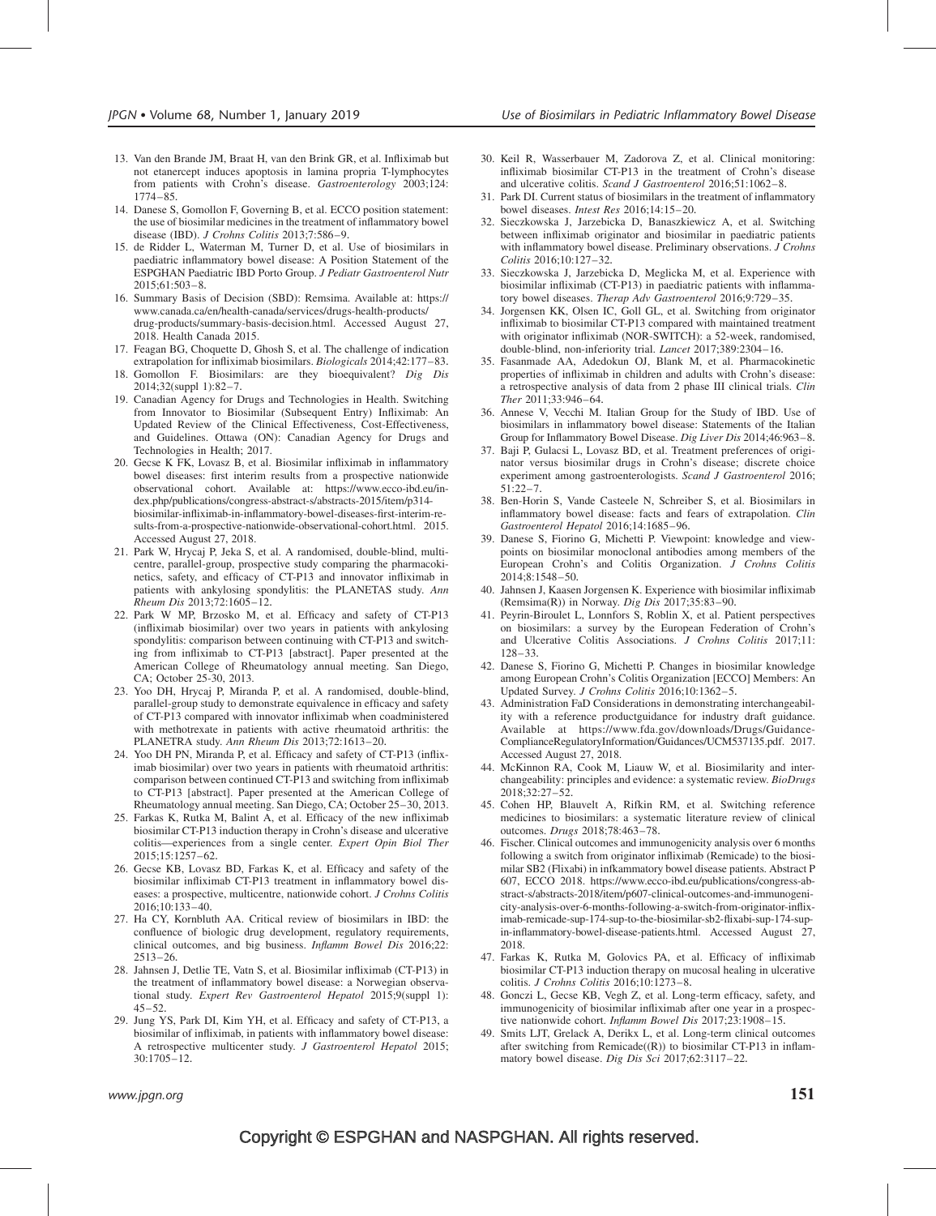13. Van den Brande JM, Braat H, van den Brink GR, et al. Infliximab but not etanercept induces apoptosis in lamina propria T-lymphocytes from patients with Crohn's disease. *Gastroenterology* 2003;124:1774–85.
14. Danese S, Gomollon F, Governing B, et al. ECCO position statement: the use of biosimilar medicines in the treatment of inflammatory bowel disease (IBD). *J Crohns Colitis* 2013;7:586–9.
15. de Ridder L, Waterman M, Turner D, et al. Use of biosimilars in paediatric inflammatory bowel disease: A Position Statement of the ESPGHAN Paediatric IBD Porto Group. *J Pediatr Gastroenterol Nutr* 2015;61:503–8.
16. Summary Basis of Decision (SBD): Remsima. Available at: https://www.canada.ca/en/health-canada/services/drugs-health-products/drug-products/summary-basis-decision.html. Accessed August 27, 2018. Health Canada 2015.
17. Feagan BG, Choquette D, Ghosh S, et al. The challenge of indication extrapolation for infliximab biosimilars. *Biologicals* 2014;42:177–83.
18. Gomollon F. Biosimilars: are they bioequivalent? *Dig Dis* 2014;32(suppl 1):82–7.
19. Canadian Agency for Drugs and Technologies in Health. Switching from Innovator to Biosimilar (Subsequent Entry) Infliximab: An Updated Review of the Clinical Effectiveness, Cost-Effectiveness, and Guidelines. Ottawa (ON): Canadian Agency for Drugs and Technologies in Health; 2017.
20. Gecse K FK, Lovasz B, et al. Biosimilar infliximab in inflammatory bowel diseases: first interim results from a prospective nationwide observational cohort. Available at: https://www.ecco-ibd.eu/index.php/publications/congress-abstract-s/abstracts-2015/item/p314-biosimilar-infliximab-in-inflammatory-bowel-diseases-first-interim-results-from-a-prospective-nationwide-observational-cohort.html. 2015. Accessed August 27, 2018.
21. Park W, Hrycaj P, Jeka S, et al. A randomised, double-blind, multicentre, parallel-group, prospective study comparing the pharmacokinetics, safety, and efficacy of CT-P13 and innovator infliximab in patients with ankylosing spondylitis: the PLANETAS study. *Ann Rheum Dis* 2013;72:1605–12.
22. Park W MP, Brzosko M, et al. Efficacy and safety of CT-P13 (infliximab biosimilar) over two years in patients with ankylosing spondylitis: comparison between continuing with CT-P13 and switching from infliximab to CT-P13 [abstract]. Paper presented at the American College of Rheumatology annual meeting. San Diego, CA; October 25-30, 2013.
23. Yoo DH, Hrycaj P, Miranda P, et al. A randomised, double-blind, parallel-group study to demonstrate equivalence in efficacy and safety of CT-P13 compared with innovator infliximab when coadministered with methotrexate in patients with active rheumatoid arthritis: the PLANETRA study. *Ann Rheum Dis* 2013;72:1613–20.
24. Yoo DH PN, Miranda P, et al. Efficacy and safety of CT-P13 (infliximab biosimilar) over two years in patients with rheumatoid arthritis: comparison between continued CT-P13 and switching from infliximab to CT-P13 [abstract]. Paper presented at the American College of Rheumatology annual meeting. San Diego, CA; October 25–30, 2013.
25. Farkas K, Rutka M, Balint A, et al. Efficacy of the new infliximab biosimilar CT-P13 induction therapy in Crohn's disease and ulcerative colitis—experiences from a single center. *Expert Opin Biol Ther* 2015;15:1257–62.
26. Gecse KB, Lovasz BD, Farkas K, et al. Efficacy and safety of the biosimilar infliximab CT-P13 treatment in inflammatory bowel diseases: a prospective, multicentre, nationwide cohort. *J Crohns Colitis* 2016;10:133–40.
27. Ha CY, Kornbluth AA. Critical review of biosimilars in IBD: the confluence of biologic drug development, regulatory requirements, clinical outcomes, and big business. *Inflamm Bowel Dis* 2016;22:2513–26.
28. Jahnsen J, Detlie TE, Vatn S, et al. Biosimilar infliximab (CT-P13) in the treatment of inflammatory bowel disease: a Norwegian observational study. *Expert Rev Gastroenterol Hepatol* 2015;9(suppl 1):45–52.
29. Jung YS, Park DI, Kim YH, et al. Efficacy and safety of CT-P13, a biosimilar of infliximab, in patients with inflammatory bowel disease: A retrospective multicenter study. *J Gastroenterol Hepatol* 2015;30:1705–12.
30. Keil R, Wasserbauer M, Zadorova Z, et al. Clinical monitoring: infliximab biosimilar CT-P13 in the treatment of Crohn's disease and ulcerative colitis. *Scand J Gastroenterol* 2016;51:1062–8.
31. Park DI. Current status of biosimilars in the treatment of inflammatory bowel diseases. *Intest Res* 2016;14:15–20.
32. Sieczkowska J, Jarzebicka D, Banaszkiewicz A, et al. Switching between infliximab originator and biosimilar in paediatric patients with inflammatory bowel disease. Preliminary observations. *J Crohns Colitis* 2016;10:127–32.
33. Sieczkowska J, Jarzebicka D, Meglicka M, et al. Experience with biosimilar infliximab (CT-P13) in paediatric patients with inflammatory bowel diseases. *Therap Adv Gastroenterol* 2016;9:729–35.
34. Jorgensen KK, Olsen IC, Goll GL, et al. Switching from originator infliximab to biosimilar CT-P13 compared with maintained treatment with originator infliximab (NOR-SWITCH): a 52-week, randomised, double-blind, non-inferiority trial. *Lancet* 2017;389:2304–16.
35. Fasanmade AA, Adedokun OJ, Blank M, et al. Pharmacokinetic properties of infliximab in children and adults with Crohn's disease: a retrospective analysis of data from 2 phase III clinical trials. *Clin Ther* 2011;33:946–64.
36. Annese V, Vecchi M. Italian Group for the Study of IBD. Use of biosimilars in inflammatory bowel disease: Statements of the Italian Group for Inflammatory Bowel Disease. *Dig Liver Dis* 2014;46:963–8.
37. Baji P, Gulacsi L, Lovasz BD, et al. Treatment preferences of originator versus biosimilar drugs in Crohn's disease; discrete choice experiment among gastroenterologists. *Scand J Gastroenterol* 2016;51:22–7.
38. Ben-Horin S, Vande Casteele N, Schreiber S, et al. Biosimilars in inflammatory bowel disease: facts and fears of extrapolation. *Clin Gastroenterol Hepatol* 2016;14:1685–96.
39. Danese S, Fiorino G, Michetti P. Viewpoint: knowledge and viewpoints on biosimilar monoclonal antibodies among members of the European Crohn's and Colitis Organization. *J Crohns Colitis* 2014;8:1548–50.
40. Jahnsen J, Kaasen Jorgensen K. Experience with biosimilar infliximab (Remsima(R)) in Norway. *Dig Dis* 2017;35:83–90.
41. Peyrin-Biroulet L, Lonnfors S, Roblin X, et al. Patient perspectives on biosimilars: a survey by the European Federation of Crohn's and Ulcerative Colitis Associations. *J Crohns Colitis* 2017;11:128–33.
42. Danese S, Fiorino G, Michetti P. Changes in biosimilar knowledge among European Crohn's Colitis Organization [ECCO] Members: An Updated Survey. *J Crohns Colitis* 2016;10:1362–5.
43. Administration FaD Considerations in demonstrating interchangeability with a reference productguidance for industry draft guidance. Available at https://www.fda.gov/downloads/Drugs/GuidanceComplianceRegulatoryInformation/Guidances/UCM537135.pdf. 2017. Accessed August 27, 2018.
44. McKinnon RA, Cook M, Liauw W, et al. Biosimilarity and interchangeability: principles and evidence: a systematic review. *BioDrugs* 2018;32:27–52.
45. Cohen HP, Blauvelt A, Rifkin RM, et al. Switching reference medicines to biosimilars: a systematic literature review of clinical outcomes. *Drugs* 2018;78:463–78.
46. Fischer. Clinical outcomes and immunogenicity analysis over 6 months following a switch from originator infliximab (Remicade) to the biosimilar SB2 (Flixabi) in infkammatory bowel disease patients. Abstract P 607, ECCO 2018. https://www.ecco-ibd.eu/publications/congress-abstract-s/abstracts-2018/item/p607-clinical-outcomes-and-immunogenicity-analysis-over-6-months-following-a-switch-from-originator-infliximab-remicade-sup-174-sup-to-the-biosimilar-sb2-flixabi-sup-174-sup-in-inflammatory-bowel-disease-patients.html. Accessed August 27, 2018.
47. Farkas K, Rutka M, Golovics PA, et al. Efficacy of infliximab biosimilar CT-P13 induction therapy on mucosal healing in ulcerative colitis. *J Crohns Colitis* 2016;10:1273–8.
48. Gonczi L, Gecse KB, Vegh Z, et al. Long-term efficacy, safety, and immunogenicity of biosimilar infliximab after one year in a prospective nationwide cohort. *Inflamm Bowel Dis* 2017;23:1908–15.
49. Smits LJT, Grelack A, Derikx L, et al. Long-term clinical outcomes after switching from Remicade((R)) to biosimilar CT-P13 in inflammatory bowel disease. *Dig Dis Sci* 2017;62:3117–22.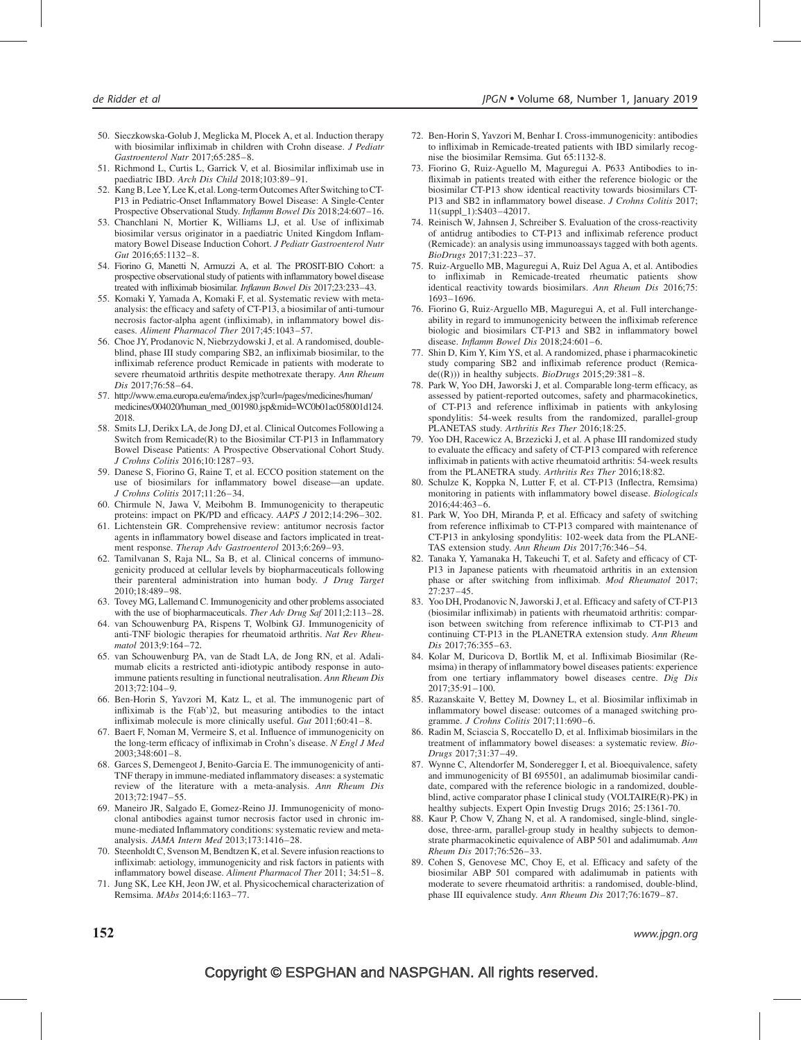50. Sieczkowska-Golub J, Meglicka M, Plocek A, et al. Induction therapy with biosimilar infliximab in children with Crohn disease. *J Pediatr Gastroenterol Nutr* 2017;65:285–8.
51. Richmond L, Curtis L, Garrick V, et al. Biosimilar infliximab use in paediatric IBD. *Arch Dis Child* 2018;103:89–91.
52. Kang B, Lee Y, Lee K, et al. Long-term Outcomes After Switching to CT-P13 in Pediatric-Onset Inflammatory Bowel Disease: A Single-Center Prospective Observational Study. *Inflamm Bowel Dis* 2018;24:607–16.
53. Chanchlani N, Mortier K, Williams LJ, et al. Use of infliximab biosimilar versus originator in a paediatric United Kingdom Inflammatory Bowel Disease Induction Cohort. *J Pediatr Gastroenterol Nutr Gut* 2016;65:1132–8.
54. Fiorino G, Manetti N, Armuzzi A, et al. The PROSIT-BIO Cohort: a prospective observational study of patients with inflammatory bowel disease treated with infliximab biosimilar. *Inflamm Bowel Dis* 2017;23:233–43.
55. Komaki Y, Yamada A, Komaki F, et al. Systematic review with meta-analysis: the efficacy and safety of CT-P13, a biosimilar of anti-tumour necrosis factor-alpha agent (infliximab), in inflammatory bowel diseases. *Aliment Pharmacol Ther* 2017;45:1043–57.
56. Choe JY, Prodanovic N, Niebrzydowski J, et al. A randomised, double-blind, phase III study comparing SB2, an infliximab biosimilar, to the infliximab reference product Remicade in patients with moderate to severe rheumatoid arthritis despite methotrexate therapy. *Ann Rheum Dis* 2017;76:58–64.
57. http://www.ema.europa.eu/ema/index.jsp?curl=/pages/medicines/human/medicines/004020/human_med_001980.jsp&mid=WC0b01ac058001d124. 2018.
58. Smits LJ, Derikx LA, de Jong DJ, et al. Clinical Outcomes Following a Switch from Remicade(R) to the Biosimilar CT-P13 in Inflammatory Bowel Disease Patients: A Prospective Observational Cohort Study. *J Crohns Colitis* 2016;10:1287–93.
59. Danese S, Fiorino G, Raine T, et al. ECCO position statement on the use of biosimilars for inflammatory bowel disease—an update. *J Crohns Colitis* 2017;11:26–34.
60. Chirmule N, Jawa V, Meibohm B. Immunogenicity to therapeutic proteins: impact on PK/PD and efficacy. *AAPS J* 2012;14:296–302.
61. Lichtenstein GR. Comprehensive review: antitumor necrosis factor agents in inflammatory bowel disease and factors implicated in treatment response. *Therap Adv Gastroenterol* 2013;6:269–93.
62. Tamilvanan S, Raja NL, Sa B, et al. Clinical concerns of immunogenicity produced at cellular levels by biopharmaceuticals following their parenteral administration into human body. *J Drug Target* 2010;18:489–98.
63. Tovey MG, Lallemand C. Immunogenicity and other problems associated with the use of biopharmaceuticals. *Ther Adv Drug Saf* 2011;2:113–28.
64. van Schouwenburg PA, Rispens T, Wolbink GJ. Immunogenicity of anti-TNF biologic therapies for rheumatoid arthritis. *Nat Rev Rheumatol* 2013;9:164–72.
65. van Schouwenburg PA, van de Stadt LA, de Jong RN, et al. Adalimumab elicits a restricted anti-idiotypic antibody response in autoimmune patients resulting in functional neutralisation. *Ann Rheum Dis* 2013;72:104–9.
66. Ben-Horin S, Yavzori M, Katz L, et al. The immunogenic part of infliximab is the F(ab')2, but measuring antibodies to the intact infliximab molecule is more clinically useful. *Gut* 2011;60:41–8.
67. Baert F, Noman M, Vermeire S, et al. Influence of immunogenicity on the long-term efficacy of infliximab in Crohn's disease. *N Engl J Med* 2003;348:601–8.
68. Garces S, Demengeot J, Benito-Garcia E. The immunogenicity of anti-TNF therapy in immune-mediated inflammatory diseases: a systematic review of the literature with a meta-analysis. *Ann Rheum Dis* 2013;72:1947–55.
69. Maneiro JR, Salgado E, Gomez-Reino JJ. Immunogenicity of monoclonal antibodies against tumor necrosis factor used in chronic immune-mediated Inflammatory conditions: systematic review and meta-analysis. *JAMA Intern Med* 2013;173:1416–28.
70. Steenholdt C, Svenson M, Bendtzen K, et al. Severe infusion reactions to infliximab: aetiology, immunogenicity and risk factors in patients with inflammatory bowel disease. *Aliment Pharmacol Ther* 2011; 34:51–8.
71. Jung SK, Lee KH, Jeon JW, et al. Physicochemical characterization of Remsima. *MAbs* 2014;6:1163–77.
72. Ben-Horin S, Yavzori M, Benhar I. Cross-immunogenicity: antibodies to infliximab in Remicade-treated patients with IBD similarly recognise the biosimilar Remsima. Gut 65:1132-8.
73. Fiorino G, Ruiz-Aguello M, Maguregui A. P633 Antibodies to infliximab in patients treated with either the reference biologic or the biosimilar CT-P13 show identical reactivity towards biosimilars CT-P13 and SB2 in inflammatory bowel disease. *J Crohns Colitis* 2017; 11(suppl_1):S403–42017.
74. Reinisch W, Jahnsen J, Schreiber S. Evaluation of the cross-reactivity of antidrug antibodies to CT-P13 and infliximab reference product (Remicade): an analysis using immunoassays tagged with both agents. *BioDrugs* 2017;31:223–37.
75. Ruiz-Arguello MB, Maguregui A, Ruiz Del Agua A, et al. Antibodies to infliximab in Remicade-treated rheumatic patients show identical reactivity towards biosimilars. *Ann Rheum Dis* 2016;75: 1693–1696.
76. Fiorino G, Ruiz-Arguello MB, Maguregui A, et al. Full interchangeability in regard to immunogenicity between the infliximab reference biologic and biosimilars CT-P13 and SB2 in inflammatory bowel disease. *Inflamm Bowel Dis* 2018;24:601–6.
77. Shin D, Kim Y, Kim YS, et al. A randomized, phase i pharmacokinetic study comparing SB2 and infliximab reference product (Remicade((R))) in healthy subjects. *BioDrugs* 2015;29:381–8.
78. Park W, Yoo DH, Jaworski J, et al. Comparable long-term efficacy, as assessed by patient-reported outcomes, safety and pharmacokinetics, of CT-P13 and reference infliximab in patients with ankylosing spondylitis: 54-week results from the randomized, parallel-group PLANETAS study. *Arthritis Res Ther* 2016;18:25.
79. Yoo DH, Racewicz A, Brzezicki J, et al. A phase III randomized study to evaluate the efficacy and safety of CT-P13 compared with reference infliximab in patients with active rheumatoid arthritis: 54-week results from the PLANETRA study. *Arthritis Res Ther* 2016;18:82.
80. Schulze K, Koppka N, Lutter F, et al. CT-P13 (Inflectra, Remsima) monitoring in patients with inflammatory bowel disease. *Biologicals* 2016;44:463–6.
81. Park W, Yoo DH, Miranda P, et al. Efficacy and safety of switching from reference infliximab to CT-P13 compared with maintenance of CT-P13 in ankylosing spondylitis: 102-week data from the PLANETAS extension study. *Ann Rheum Dis* 2017;76:346–54.
82. Tanaka Y, Yamanaka H, Takeuchi T, et al. Safety and efficacy of CT-P13 in Japanese patients with rheumatoid arthritis in an extension phase or after switching from infliximab. *Mod Rheumatol* 2017; 27:237–45.
83. Yoo DH, Prodanovic N, Jaworski J, et al. Efficacy and safety of CT-P13 (biosimilar infliximab) in patients with rheumatoid arthritis: comparison between switching from reference infliximab to CT-P13 and continuing CT-P13 in the PLANETRA extension study. *Ann Rheum Dis* 2017;76:355–63.
84. Kolar M, Duricova D, Bortlik M, et al. Infliximab Biosimilar (Remsima) in therapy of inflammatory bowel diseases patients: experience from one tertiary inflammatory bowel diseases centre. *Dig Dis* 2017;35:91–100.
85. Razanskaite V, Bettey M, Downey L, et al. Biosimilar infliximab in inflammatory bowel disease: outcomes of a managed switching programme. *J Crohns Colitis* 2017;11:690–6.
86. Radin M, Sciascia S, Roccatello D, et al. Infliximab biosimilars in the treatment of inflammatory bowel diseases: a systematic review. *BioDrugs* 2017;31:37–49.
87. Wynne C, Altendorfer M, Sonderegger I, et al. Bioequivalence, safety and immunogenicity of BI 695501, an adalimumab biosimilar candidate, compared with the reference biologic in a randomized, double-blind, active comparator phase I clinical study (VOLTAIRE(R)-PK) in healthy subjects. Expert Opin Investig Drugs 2016; 25:1361-70.
88. Kaur P, Chow V, Zhang N, et al. A randomised, single-blind, single-dose, three-arm, parallel-group study in healthy subjects to demonstrate pharmacokinetic equivalence of ABP 501 and adalimumab. *Ann Rheum Dis* 2017;76:526–33.
89. Cohen S, Genovese MC, Choy E, et al. Efficacy and safety of the biosimilar ABP 501 compared with adalimumab in patients with moderate to severe rheumatoid arthritis: a randomised, double-blind, phase III equivalence study. *Ann Rheum Dis* 2017;76:1679–87.

Copyright © ESPGHAN and NASPGHAN. All rights reserved.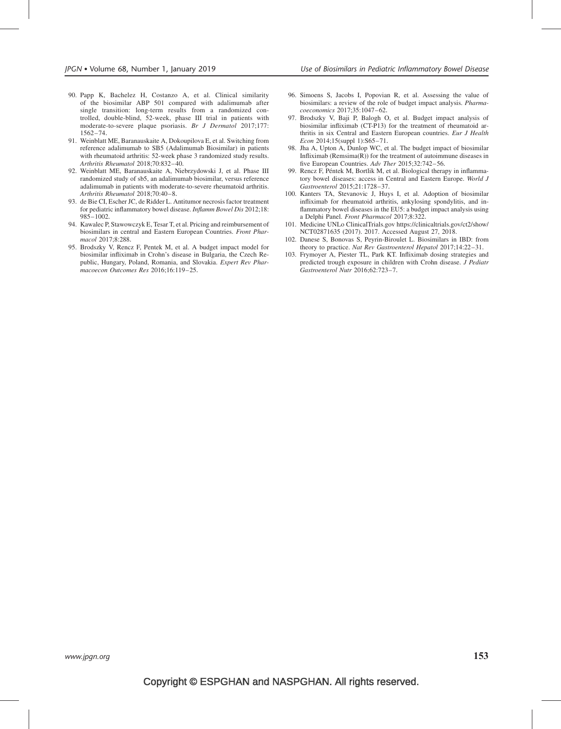90. Papp K, Bachelez H, Costanzo A, et al. Clinical similarity of the biosimilar ABP 501 compared with adalimumab after single transition: long-term results from a randomized controlled, double-blind, 52-week, phase III trial in patients with moderate-to-severe plaque psoriasis. *Br J Dermatol* 2017;177: 1562–74.
91. Weinblatt ME, Baranauskaite A, Dokoupilova E, et al. Switching from reference adalimumab to SB5 (Adalimumab Biosimilar) in patients with rheumatoid arthritis: 52-week phase 3 randomized study results. *Arthritis Rheumatol* 2018;70:832–40.
92. Weinblatt ME, Baranauskaite A, Niebrzydowski J, et al. Phase III randomized study of sb5, an adalimumab biosimilar, versus reference adalimumab in patients with moderate-to-severe rheumatoid arthritis. *Arthritis Rheumatol* 2018;70:40–8.
93. de Bie CI, Escher JC, de Ridder L. Antitumor necrosis factor treatment for pediatric inflammatory bowel disease. *Inflamm Bowel Dis* 2012;18: 985–1002.
94. Kawalec P, Stawowczyk E, Tesar T, et al. Pricing and reimbursement of biosimilars in central and Eastern European Countries. *Front Pharmacol* 2017;8:288.
95. Brodszky V, Rencz F, Pentek M, et al. A budget impact model for biosimilar infliximab in Crohn's disease in Bulgaria, the Czech Republic, Hungary, Poland, Romania, and Slovakia. *Expert Rev Pharmacoecon Outcomes Res* 2016;16:119–25.
96. Simoens S, Jacobs I, Popovian R, et al. Assessing the value of biosimilars: a review of the role of budget impact analysis. *Pharmacoeconomics* 2017;35:1047–62.
97. Brodszky V, Baji P, Balogh O, et al. Budget impact analysis of biosimilar infliximab (CT-P13) for the treatment of rheumatoid arthritis in six Central and Eastern European countries. *Eur J Health Econ* 2014;15(suppl 1):S65–71.
98. Jha A, Upton A, Dunlop WC, et al. The budget impact of biosimilar Infliximab (Remsima(R)) for the treatment of autoimmune diseases in five European Countries. *Adv Ther* 2015;32:742–56.
99. Rencz F, Péntek M, Bortlik M, et al. Biological therapy in inflammatory bowel diseases: access in Central and Eastern Europe. *World J Gastroenterol* 2015;21:1728–37.
100. Kanters TA, Stevanovic J, Huys I, et al. Adoption of biosimilar infliximab for rheumatoid arthritis, ankylosing spondylitis, and inflammatory bowel diseases in the EU5: a budget impact analysis using a Delphi Panel. *Front Pharmacol* 2017;8:322.
101. Medicine UNLo ClinicalTrials.gov https://clinicaltrials.gov/ct2/show/NCT02871635 (2017). 2017. Accessed August 27, 2018.
102. Danese S, Bonovas S, Peyrin-Biroulet L. Biosimilars in IBD: from theory to practice. *Nat Rev Gastroenterol Hepatol* 2017;14:22–31.
103. Frymoyer A, Piester TL, Park KT. Infliximab dosing strategies and predicted trough exposure in children with Crohn disease. *J Pediatr Gastroenterol Nutr* 2016;62:723–7.